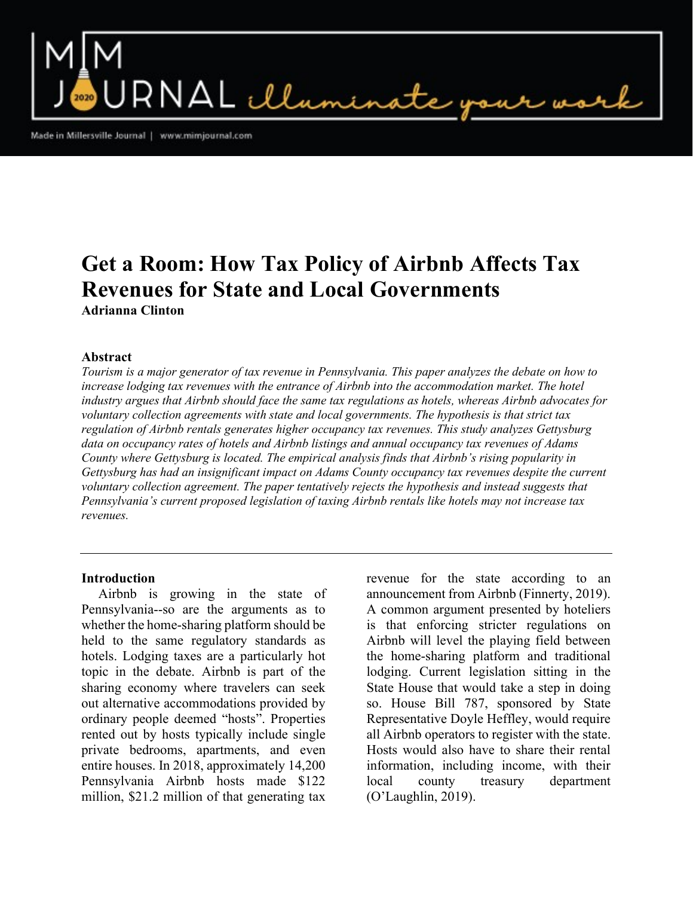# Get a Room: How Tax Policy of Airbnb Affects Tax Revenues for State and Local Governments

**Adrianna Clinton**

## Abstract

*Tourism is a major generator of tax revenue in Pennsylvania. This paper analyzes the debate on how to increase lodging tax revenues with the entrance of Airbnb into the accommodation market. The hotel industry argues that Airbnb should face the same tax regulations as hotels, whereas Airbnb advocates for voluntary collection agreements with state and local governments. The hypothesis is that strict tax regulation of Airbnb rentals generates higher occupancy tax revenues. This study analyzes Gettysburg data on occupancy rates of hotels and Airbnb listings and annual occupancy tax revenues of Adams County where Gettysburg is located. The empirical analysis finds that Airbnb's rising popularity in Gettysburg has had an insignificant impact on Adams County occupancy tax revenues despite the current voluntary collection agreement. The paper tentatively rejects the hypothesis and instead suggests that Pennsylvania's current proposed legislation of taxing Airbnb rentals like hotels may not increase tax revenues.*

---

## Introduction

Airbnb is growing in the state of Pennsylvania--so are the arguments as to whether the home-sharing platform should be held to the same regulatory standards as hotels. Lodging taxes are a particularly hot topic in the debate. Airbnb is part of the sharing economy where travelers can seek out alternative accommodations provided by ordinary people deemed "hosts". Properties rented out by hosts typically include single private bedrooms, apartments, and even entire houses. In 2018, approximately 14,200 Pennsylvania Airbnb hosts made $122 million, $21.2 million of that generating tax revenue for the state according to an announcement from Airbnb (Finnerty, 2019). A common argument presented by hoteliers is that enforcing stricter regulations on Airbnb will level the playing field between the home-sharing platform and traditional lodging. Current legislation sitting in the State House that would take a step in doing so. House Bill 787, sponsored by State Representative Doyle Heffley, would require all Airbnb operators to register with the state. Hosts would also have to share their rental information, including income, with their local county treasury department (O'Laughlin, 2019).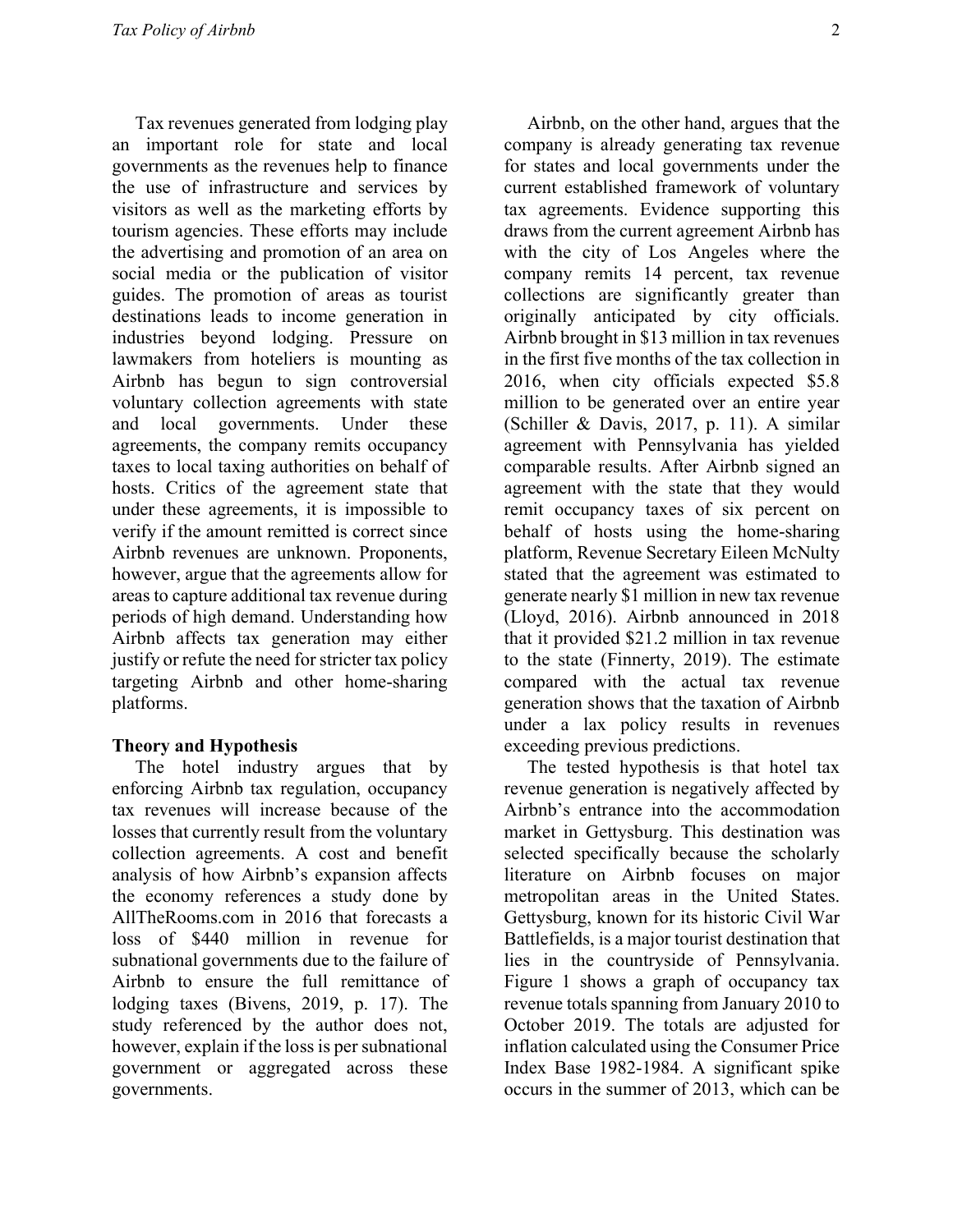Tax revenues generated from lodging play an important role for state and local governments as the revenues help to finance the use of infrastructure and services by visitors as well as the marketing efforts by tourism agencies. These efforts may include the advertising and promotion of an area on social media or the publication of visitor guides. The promotion of areas as tourist destinations leads to income generation in industries beyond lodging. Pressure on lawmakers from hoteliers is mounting as Airbnb has begun to sign controversial voluntary collection agreements with state and local governments. Under these agreements, the company remits occupancy taxes to local taxing authorities on behalf of hosts. Critics of the agreement state that under these agreements, it is impossible to verify if the amount remitted is correct since Airbnb revenues are unknown. Proponents, however, argue that the agreements allow for areas to capture additional tax revenue during periods of high demand. Understanding how Airbnb affects tax generation may either justify or refute the need for stricter tax policy targeting Airbnb and other home-sharing platforms.

## Theory and Hypothesis

The hotel industry argues that by enforcing Airbnb tax regulation, occupancy tax revenues will increase because of the losses that currently result from the voluntary collection agreements. A cost and benefit analysis of how Airbnb's expansion affects the economy references a study done by AllTheRooms.com in 2016 that forecasts a loss of $440 million in revenue for subnational governments due to the failure of Airbnb to ensure the full remittance of lodging taxes (Bivens, 2019, p. 17). The study referenced by the author does not, however, explain if the loss is per subnational government or aggregated across these governments.

Airbnb, on the other hand, argues that the company is already generating tax revenue for states and local governments under the current established framework of voluntary tax agreements. Evidence supporting this draws from the current agreement Airbnb has with the city of Los Angeles where the company remits 14 percent, tax revenue collections are significantly greater than originally anticipated by city officials. Airbnb brought in $13 million in tax revenues in the first five months of the tax collection in 2016, when city officials expected $5.8 million to be generated over an entire year (Schiller & Davis, 2017, p. 11). A similar agreement with Pennsylvania has yielded comparable results. After Airbnb signed an agreement with the state that they would remit occupancy taxes of six percent on behalf of hosts using the home-sharing platform, Revenue Secretary Eileen McNulty stated that the agreement was estimated to generate nearly $1 million in new tax revenue (Lloyd, 2016). Airbnb announced in 2018 that it provided $21.2 million in tax revenue to the state (Finnerty, 2019). The estimate compared with the actual tax revenue generation shows that the taxation of Airbnb under a lax policy results in revenues exceeding previous predictions.

The tested hypothesis is that hotel tax revenue generation is negatively affected by Airbnb's entrance into the accommodation market in Gettysburg. This destination was selected specifically because the scholarly literature on Airbnb focuses on major metropolitan areas in the United States. Gettysburg, known for its historic Civil War Battlefields, is a major tourist destination that lies in the countryside of Pennsylvania. Figure 1 shows a graph of occupancy tax revenue totals spanning from January 2010 to October 2019. The totals are adjusted for inflation calculated using the Consumer Price Index Base 1982-1984. A significant spike occurs in the summer of 2013, which can be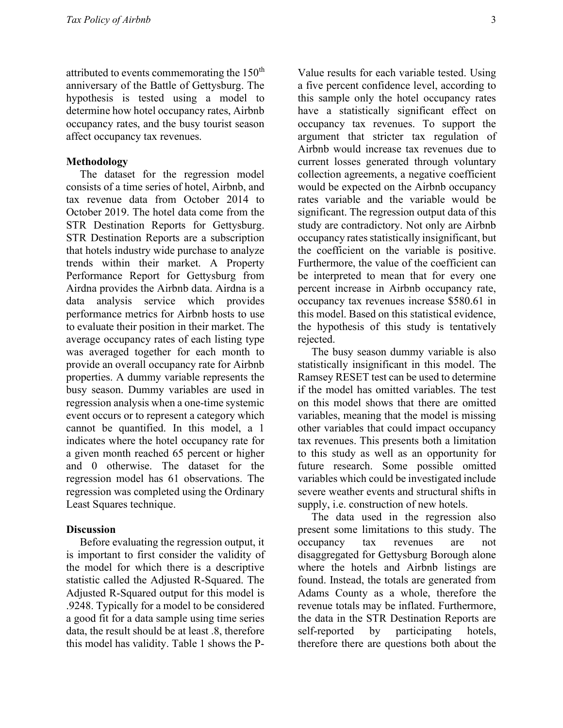attributed to events commemorating the 150th anniversary of the Battle of Gettysburg. The hypothesis is tested using a model to determine how hotel occupancy rates, Airbnb occupancy rates, and the busy tourist season affect occupancy tax revenues.

**Methodology**

The dataset for the regression model consists of a time series of hotel, Airbnb, and tax revenue data from October 2014 to October 2019. The hotel data come from the STR Destination Reports for Gettysburg. STR Destination Reports are a subscription that hotels industry wide purchase to analyze trends within their market. A Property Performance Report for Gettysburg from Airdna provides the Airbnb data. Airdna is a data analysis service which provides performance metrics for Airbnb hosts to use to evaluate their position in their market. The average occupancy rates of each listing type was averaged together for each month to provide an overall occupancy rate for Airbnb properties. A dummy variable represents the busy season. Dummy variables are used in regression analysis when a one-time systemic event occurs or to represent a category which cannot be quantified. In this model, a 1 indicates where the hotel occupancy rate for a given month reached 65 percent or higher and 0 otherwise. The dataset for the regression model has 61 observations. The regression was completed using the Ordinary Least Squares technique.

**Discussion**

Before evaluating the regression output, it is important to first consider the validity of the model for which there is a descriptive statistic called the Adjusted R-Squared. The Adjusted R-Squared output for this model is .9248. Typically for a model to be considered a good fit for a data sample using time series data, the result should be at least .8, therefore this model has validity. Table 1 shows the P-Value results for each variable tested. Using a five percent confidence level, according to this sample only the hotel occupancy rates have a statistically significant effect on occupancy tax revenues. To support the argument that stricter tax regulation of Airbnb would increase tax revenues due to current losses generated through voluntary collection agreements, a negative coefficient would be expected on the Airbnb occupancy rates variable and the variable would be significant. The regression output data of this study are contradictory. Not only are Airbnb occupancy rates statistically insignificant, but the coefficient on the variable is positive. Furthermore, the value of the coefficient can be interpreted to mean that for every one percent increase in Airbnb occupancy rate, occupancy tax revenues increase \$580.61 in this model. Based on this statistical evidence, the hypothesis of this study is tentatively rejected.

The busy season dummy variable is also statistically insignificant in this model. The Ramsey RESET test can be used to determine if the model has omitted variables. The test on this model shows that there are omitted variables, meaning that the model is missing other variables that could impact occupancy tax revenues. This presents both a limitation to this study as well as an opportunity for future research. Some possible omitted variables which could be investigated include severe weather events and structural shifts in supply, i.e. construction of new hotels.

The data used in the regression also present some limitations to this study. The occupancy tax revenues are not disaggregated for Gettysburg Borough alone where the hotels and Airbnb listings are found. Instead, the totals are generated from Adams County as a whole, therefore the revenue totals may be inflated. Furthermore, the data in the STR Destination Reports are self-reported by participating hotels, therefore there are questions both about the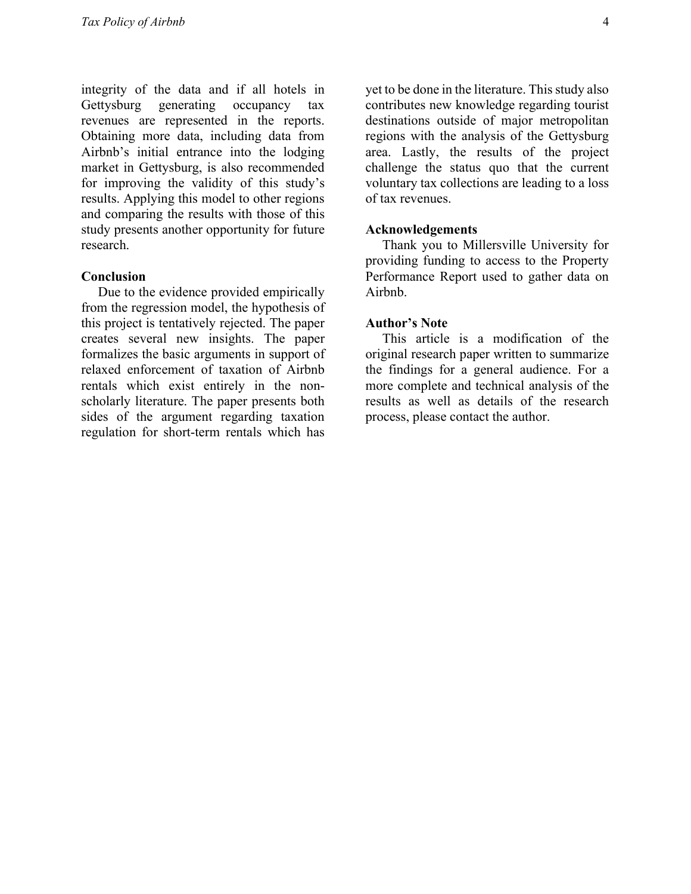integrity of the data and if all hotels in Gettysburg generating occupancy tax revenues are represented in the reports. Obtaining more data, including data from Airbnb's initial entrance into the lodging market in Gettysburg, is also recommended for improving the validity of this study's results. Applying this model to other regions and comparing the results with those of this study presents another opportunity for future research.

**Conclusion**

Due to the evidence provided empirically from the regression model, the hypothesis of this project is tentatively rejected. The paper creates several new insights. The paper formalizes the basic arguments in support of relaxed enforcement of taxation of Airbnb rentals which exist entirely in the non-scholarly literature. The paper presents both sides of the argument regarding taxation regulation for short-term rentals which has yet to be done in the literature. This study also contributes new knowledge regarding tourist destinations outside of major metropolitan regions with the analysis of the Gettysburg area. Lastly, the results of the project challenge the status quo that the current voluntary tax collections are leading to a loss of tax revenues.

**Acknowledgements**

Thank you to Millersville University for providing funding to access to the Property Performance Report used to gather data on Airbnb.

**Author's Note**

This article is a modification of the original research paper written to summarize the findings for a general audience. For a more complete and technical analysis of the results as well as details of the research process, please contact the author.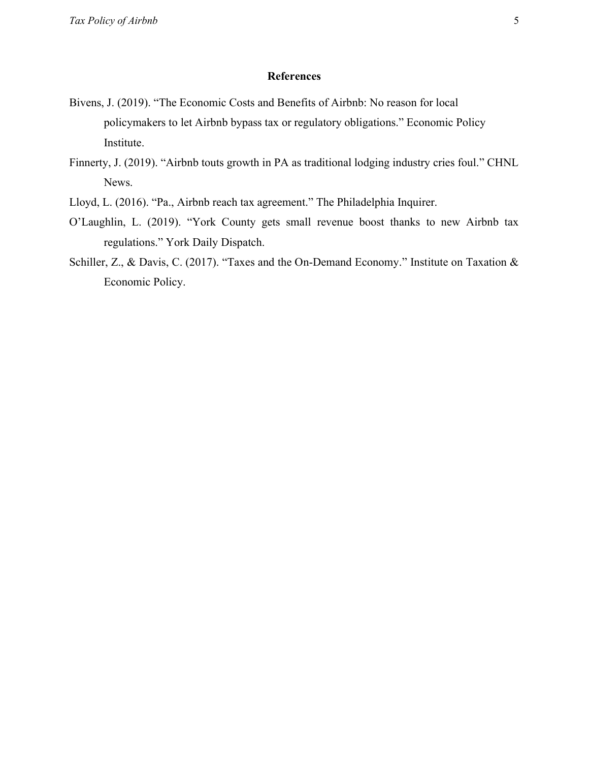## References

Bivens, J. (2019). “The Economic Costs and Benefits of Airbnb: No reason for local policymakers to let Airbnb bypass tax or regulatory obligations.” Economic Policy Institute.

Finnerty, J. (2019). “Airbnb touts growth in PA as traditional lodging industry cries foul.” CHNL News.

Lloyd, L. (2016). “Pa., Airbnb reach tax agreement.” The Philadelphia Inquirer.

O’Laughlin, L. (2019). “York County gets small revenue boost thanks to new Airbnb tax regulations.” York Daily Dispatch.

Schiller, Z., & Davis, C. (2017). “Taxes and the On-Demand Economy.” Institute on Taxation & Economic Policy.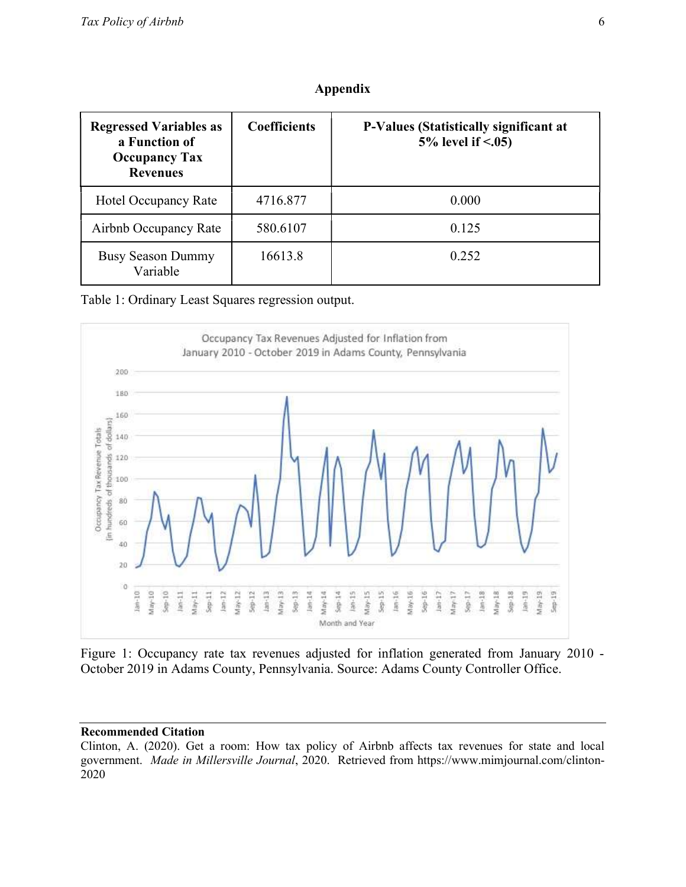## Appendix

| Regressed Variables as a Function of Occupancy Tax Revenues | Coefficients | P-Values (Statistically significant at 5% level if <.05) |
|---|---|---|
| Hotel Occupancy Rate | 4716.877 | 0.000 |
| Airbnb Occupancy Rate | 580.6107 | 0.125 |
| Busy Season Dummy Variable | 16613.8 | 0.252 |

Table 1: Ordinary Least Squares regression output.

Occupancy Tax Revenues Adjusted for Inflation from January 2010 - October 2019 in Adams County, Pennsylvania

Occupancy Tax Revenue Totals (in hundreds of thousands of dollars)

0
20
40
60
80
100
120
140
160
180
200

Jan-10
May-10
Sep-10
Jan-11
May-11
Sep-11
Jan-12
May-12
Sep-12
Jan-13
May-13
Sep-13
Jan-14
May-14
Sep-14
Jan-15
May-15
Sep-15
Jan-16
May-16
Sep-16
Jan-17
May-17
Sep-17
Jan-18
May-18
Sep-18
Jan-19
May-19
Sep-19

Month and Year

Figure 1: Occupancy rate tax revenues adjusted for inflation generated from January 2010 - October 2019 in Adams County, Pennsylvania. Source: Adams County Controller Office.

**Recommended Citation**

Clinton, A. (2020). Get a room: How tax policy of Airbnb affects tax revenues for state and local government. *Made in Millersville Journal*, 2020. Retrieved from https://www.mimjournal.com/clinton-2020